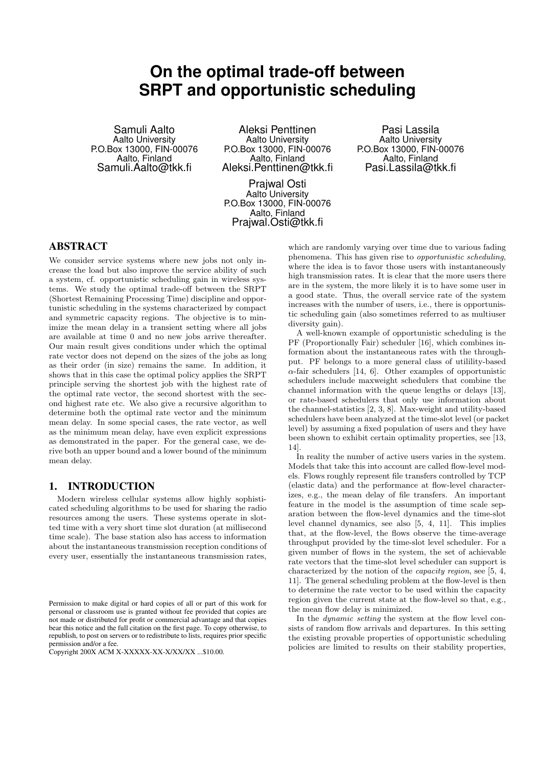# On the optimal trade-off between SRPT and opportunistic scheduling

Samuli Aalto
Aalto University
P.O.Box 13000, FIN-00076
Aalto, Finland
Samuli.Aalto@tkk.fi

Aleksi Penttinen
Aalto University
P.O.Box 13000, FIN-00076
Aalto, Finland
Aleksi.Penttinen@tkk.fi

Pasi Lassila
Aalto University
P.O.Box 13000, FIN-00076
Aalto, Finland
Pasi.Lassila@tkk.fi

Prajwal Osti
Aalto University
P.O.Box 13000, FIN-00076
Aalto, Finland
Prajwal.Osti@tkk.fi

## ABSTRACT

We consider service systems where new jobs not only increase the load but also improve the service ability of such a system, cf. opportunistic scheduling gain in wireless systems. We study the optimal trade-off between the SRPT (Shortest Remaining Processing Time) discipline and opportunistic scheduling in the systems characterized by compact and symmetric capacity regions. The objective is to minimize the mean delay in a transient setting where all jobs are available at time 0 and no new jobs arrive thereafter. Our main result gives conditions under which the optimal rate vector does not depend on the sizes of the jobs as long as their order (in size) remains the same. In addition, it shows that in this case the optimal policy applies the SRPT principle serving the shortest job with the highest rate of the optimal rate vector, the second shortest with the second highest rate etc. We also give a recursive algorithm to determine both the optimal rate vector and the minimum mean delay. In some special cases, the rate vector, as well as the minimum mean delay, have even explicit expressions as demonstrated in the paper. For the general case, we derive both an upper bound and a lower bound of the minimum mean delay.

## 1. INTRODUCTION

Modern wireless cellular systems allow highly sophisticated scheduling algorithms to be used for sharing the radio resources among the users. These systems operate in slotted time with a very short time slot duration (at millisecond time scale). The base station also has access to information about the instantaneous transmission reception conditions of every user, essentially the instantaneous transmission rates, which are randomly varying over time due to various fading phenomena. This has given rise to *opportunistic scheduling*, where the idea is to favor those users with instantaneously high transmission rates. It is clear that the more users there are in the system, the more likely it is to have some user in a good state. Thus, the overall service rate of the system increases with the number of users, i.e., there is opportunistic scheduling gain (also sometimes referred to as multiuser diversity gain).

A well-known example of opportunistic scheduling is the PF (Proportionally Fair) scheduler [16], which combines information about the instantaneous rates with the throughput. PF belongs to a more general class of utilility-based $\alpha$-fair schedulers [14, 6]. Other examples of opportunistic schedulers include maxweight schedulers that combine the channel information with the queue lengths or delays [13], or rate-based schedulers that only use information about the channel-statistics [2, 3, 8]. Max-weight and utility-based schedulers have been analyzed at the time-slot level (or packet level) by assuming a fixed population of users and they have been shown to exhibit certain optimality properties, see [13, 14].

In reality the number of active users varies in the system. Models that take this into account are called flow-level models. Flows roughly represent file transfers controlled by TCP (elastic data) and the performance at flow-level characterizes, e.g., the mean delay of file transfers. An important feature in the model is the assumption of time scale separation between the flow-level dynamics and the time-slot level channel dynamics, see also [5, 4, 11]. This implies that, at the flow-level, the flows observe the time-average throughput provided by the time-slot level scheduler. For a given number of flows in the system, the set of achievable rate vectors that the time-slot level scheduler can support is characterized by the notion of the *capacity region*, see [5, 4, 11]. The general scheduling problem at the flow-level is then to determine the rate vector to be used within the capacity region given the current state at the flow-level so that, e.g., the mean flow delay is minimized.

In the *dynamic setting* the system at the flow level consists of random flow arrivals and departures. In this setting the existing provable properties of opportunistic scheduling policies are limited to results on their stability properties,

Permission to make digital or hard copies of all or part of this work for personal or classroom use is granted without fee provided that copies are not made or distributed for profit or commercial advantage and that copies bear this notice and the full citation on the first page. To copy otherwise, to republish, to post on servers or to redistribute to lists, requires prior specific permission and/or a fee.
Copyright 200X ACM X-XXXXX-XX-X/XX/XX ...$10.00.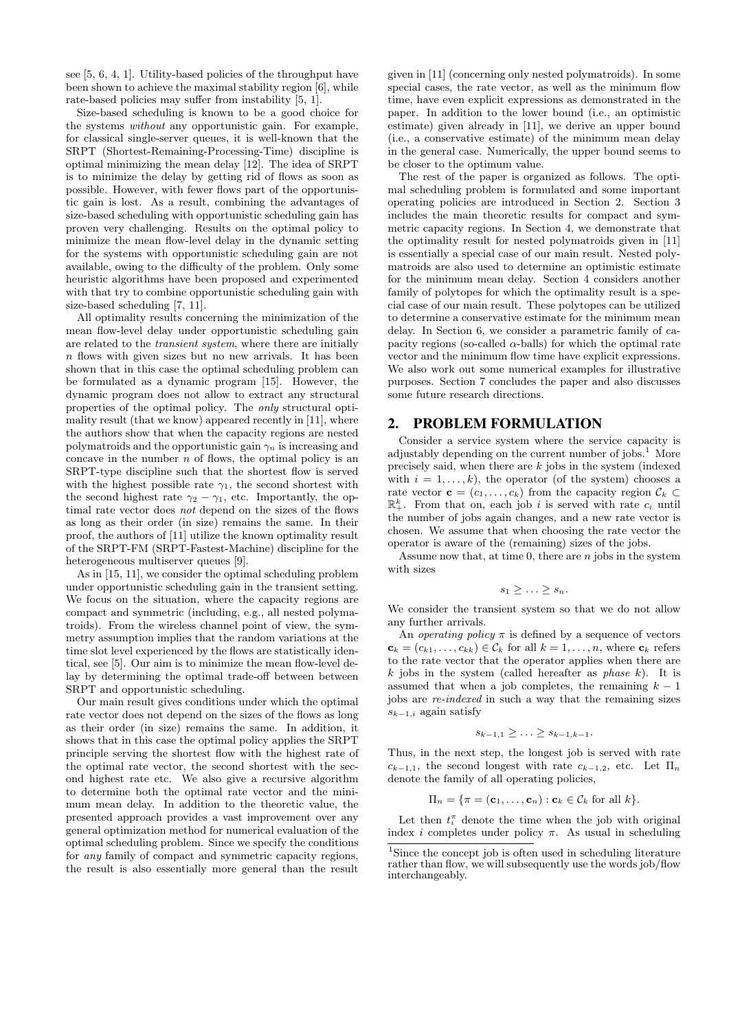see [5, 6, 4, 1]. Utility-based policies of the throughput have been shown to achieve the maximal stability region [6], while rate-based policies may suffer from instability [5, 1].

Size-based scheduling is known to be a good choice for the systems *without* any opportunistic gain. For example, for classical single-server queues, it is well-known that the SRPT (Shortest-Remaining-Processing-Time) discipline is optimal minimizing the mean delay [12]. The idea of SRPT is to minimize the delay by getting rid of flows as soon as possible. However, with fewer flows part of the opportunistic gain is lost. As a result, combining the advantages of size-based scheduling with opportunistic scheduling gain has proven very challenging. Results on the optimal policy to minimize the mean flow-level delay in the dynamic setting for the systems with opportunistic scheduling gain are not available, owing to the difficulty of the problem. Only some heuristic algorithms have been proposed and experimented with that try to combine opportunistic scheduling gain with size-based scheduling [7, 11].

All optimality results concerning the minimization of the mean flow-level delay under opportunistic scheduling gain are related to the *transient system*, where there are initially $n$ flows with given sizes but no new arrivals. It has been shown that in this case the optimal scheduling problem can be formulated as a dynamic program [15]. However, the dynamic program does not allow to extract any structural properties of the optimal policy. The *only* structural optimality result (that we know) appeared recently in [11], where the authors show that when the capacity regions are nested polymatroids and the opportunistic gain $\gamma_n$ is increasing and concave in the number $n$ of flows, the optimal policy is an SRPT-type discipline such that the shortest flow is served with the highest possible rate $\gamma_1$, the second shortest with the second highest rate $\gamma_2 - \gamma_1$, etc. Importantly, the optimal rate vector does *not* depend on the sizes of the flows as long as their order (in size) remains the same. In their proof, the authors of [11] utilize the known optimality result of the SRPT-FM (SRPT-Fastest-Machine) discipline for the heterogeneous multiserver queues [9].

As in [15, 11], we consider the optimal scheduling problem under opportunistic scheduling gain in the transient setting. We focus on the situation, where the capacity regions are compact and symmetric (including, e.g., all nested polymatroids). From the wireless channel point of view, the symmetry assumption implies that the random variations at the time slot level experienced by the flows are statistically identical, see [5]. Our aim is to minimize the mean flow-level delay by determining the optimal trade-off between between SRPT and opportunistic scheduling.

Our main result gives conditions under which the optimal rate vector does not depend on the sizes of the flows as long as their order (in size) remains the same. In addition, it shows that in this case the optimal policy applies the SRPT principle serving the shortest flow with the highest rate of the optimal rate vector, the second shortest with the second highest rate etc. We also give a recursive algorithm to determine both the optimal rate vector and the minimum mean delay. In addition to the theoretic value, the presented approach provides a vast improvement over any general optimization method for numerical evaluation of the optimal scheduling problem. Since we specify the conditions for *any* family of compact and symmetric capacity regions, the result is also essentially more general than the result given in [11] (concerning only nested polymatroids). In some special cases, the rate vector, as well as the minimum flow time, have even explicit expressions as demonstrated in the paper. In addition to the lower bound (i.e., an optimistic estimate) given already in [11], we derive an upper bound (i.e., a conservative estimate) of the minimum mean delay in the general case. Numerically, the upper bound seems to be closer to the optimum value.

The rest of the paper is organized as follows. The optimal scheduling problem is formulated and some important operating policies are introduced in Section 2. Section 3 includes the main theoretic results for compact and symmetric capacity regions. In Section 4, we demonstrate that the optimality result for nested polymatroids given in [11] is essentially a special case of our main result. Nested polymatroids are also used to determine an optimistic estimate for the minimum mean delay. Section 4 considers another family of polytopes for which the optimality result is a special case of our main result. These polytopes can be utilized to determine a conservative estimate for the minimum mean delay. In Section 6, we consider a parametric family of capacity regions (so-called $\alpha$-balls) for which the optimal rate vector and the minimum flow time have explicit expressions. We also work out some numerical examples for illustrative purposes. Section 7 concludes the paper and also discusses some future research directions.

## 2. PROBLEM FORMULATION

Consider a service system where the service capacity is adjustably depending on the current number of jobs.[1] More precisely said, when there are $k$ jobs in the system (indexed with $i = 1, \ldots, k$), the operator (of the system) chooses a rate vector $\mathbf{c} = (c_1, \ldots, c_k)$ from the capacity region $\mathcal{C}_k \subset \mathbb{R}_+^k$. From that on, each job $i$ is served with rate $c_i$ until the number of jobs again changes, and a new rate vector is chosen. We assume that when choosing the rate vector the operator is aware of the (remaining) sizes of the jobs.

Assume now that, at time 0, there are $n$ jobs in the system with sizes

$$s_1 \geq \ldots \geq s_n.$$

We consider the transient system so that we do not allow any further arrivals.

An *operating policy* $\pi$ is defined by a sequence of vectors $\mathbf{c}_k = (c_{k1}, \ldots, c_{kk}) \in \mathcal{C}_k$ for all $k = 1, \ldots, n$, where $\mathbf{c}_k$ refers to the rate vector that the operator applies when there are $k$ jobs in the system (called hereafter as *phase* $k$). It is assumed that when a job completes, the remaining $k-1$ jobs are *re-indexed* in such a way that the remaining sizes $s_{k-1,i}$ again satisfy

$$s_{k-1,1} \geq \ldots \geq s_{k-1,k-1}.$$

Thus, in the next step, the longest job is served with rate $c_{k-1,1}$, the second longest with rate $c_{k-1,2}$, etc. Let $\Pi_n$ denote the family of all operating policies,

$$\Pi_n = \{\pi = (\mathbf{c}_1, \ldots, \mathbf{c}_n) : \mathbf{c}_k \in \mathcal{C}_k \text{ for all } k\}.$$

Let then $t_i^\pi$ denote the time when the job with original index $i$ completes under policy $\pi$. As usual in scheduling

[1] Since the concept job is often used in scheduling literature rather than flow, we will subsequently use the words job/flow interchangeably.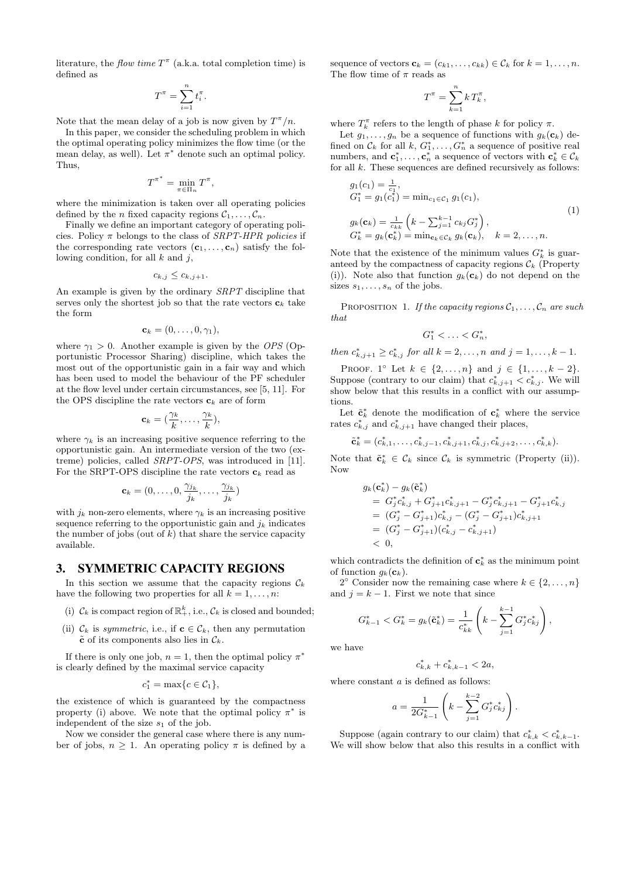literature, the *flow time* $T^\pi$ (a.k.a. total completion time) is defined as

$$T^\pi = \sum_{i=1}^n t_i^\pi.$$

Note that the mean delay of a job is now given by $T^\pi/n$.

In this paper, we consider the scheduling problem in which the optimal operating policy minimizes the flow time (or the mean delay, as well). Let $\pi^*$ denote such an optimal policy. Thus,

$$T^{\pi^*} = \min_{\pi \in \Pi_n} T^\pi,$$

where the minimization is taken over all operating policies defined by the $n$ fixed capacity regions $\mathcal{C}_1, \ldots, \mathcal{C}_n$.

Finally we define an important category of operating policies. Policy $\pi$ belongs to the class of *SRPT-HPR policies* if the corresponding rate vectors $(\mathbf{c}_1, \ldots, \mathbf{c}_n)$ satisfy the following condition, for all $k$ and $j$,

$$c_{k,j} \le c_{k,j+1}.$$

An example is given by the ordinary *SRPT* discipline that serves only the shortest job so that the rate vectors $\mathbf{c}_k$ take the form

$$\mathbf{c}_k = (0, \ldots, 0, \gamma_1),$$

where $\gamma_1 > 0$. Another example is given by the *OPS* (Opportunistic Processor Sharing) discipline, which takes the most out of the opportunistic gain in a fair way and which has been used to model the behaviour of the PF scheduler at the flow level under certain circumstances, see [5, 11]. For the OPS discipline the rate vectors $\mathbf{c}_k$ are of form

$$\mathbf{c}_k = (\frac{\gamma_k}{k}, \ldots, \frac{\gamma_k}{k}),$$

where $\gamma_k$ is an increasing positive sequence referring to the opportunistic gain. An intermediate version of the two (extreme) policies, called *SRPT-OPS*, was introduced in [11]. For the SRPT-OPS discipline the rate vectors $\mathbf{c}_k$ read as

$$\mathbf{c}_k = (0, \ldots, 0, \frac{\gamma_{j_k}}{j_k}, \ldots, \frac{\gamma_{j_k}}{j_k})$$

with $j_k$ non-zero elements, where $\gamma_k$ is an increasing positive sequence referring to the opportunistic gain and $j_k$ indicates the number of jobs (out of $k$) that share the service capacity available.

## 3. SYMMETRIC CAPACITY REGIONS

In this section we assume that the capacity regions $\mathcal{C}_k$ have the following two properties for all $k = 1, \ldots, n$:

(i) $\mathcal{C}_k$ is compact region of $\mathbb{R}_+^k$, i.e., $\mathcal{C}_k$ is closed and bounded;

(ii) $\mathcal{C}_k$ is *symmetric*, i.e., if $\mathbf{c} \in \mathcal{C}_k$, then any permutation $\tilde{\mathbf{c}}$ of its components also lies in $\mathcal{C}_k$.

If there is only one job, $n = 1$, then the optimal policy $\pi^*$ is clearly defined by the maximal service capacity

$$c_1^* = \max\{c \in \mathcal{C}_1\},$$

the existence of which is guaranteed by the compactness property (i) above. We note that the optimal policy $\pi^*$ is independent of the size $s_1$ of the job.

Now we consider the general case where there is any number of jobs, $n \ge 1$. An operating policy $\pi$ is defined by a sequence of vectors $\mathbf{c}_k = (c_{k1}, \ldots, c_{kk}) \in \mathcal{C}_k$ for $k = 1, \ldots, n$. The flow time of $\pi$ reads as

$$T^\pi = \sum_{k=1}^n k\, T_k^\pi,$$

where $T_k^\pi$ refers to the length of phase $k$ for policy $\pi$.

Let $g_1, \ldots, g_n$ be a sequence of functions with $g_k(\mathbf{c}_k)$ defined on $\mathcal{C}_k$ for all $k$, $G_1^*, \ldots, G_n^*$ a sequence of positive real numbers, and $\mathbf{c}_1^*, \ldots, \mathbf{c}_n^*$ a sequence of vectors with $\mathbf{c}_k^* \in \mathcal{C}_k$ for all $k$. These sequences are defined recursively as follows:

$$\begin{aligned}
&g_1(c_1) = \tfrac{1}{c_1}, \\
&G_1^* = g_1(c_1^*) = \min_{c_1 \in \mathcal{C}_1} g_1(c_1), \\
&g_k(\mathbf{c}_k) = \tfrac{1}{c_{kk}} \left( k - \textstyle\sum_{j=1}^{k-1} c_{kj} G_j^* \right), \\
&G_k^* = g_k(\mathbf{c}_k^*) = \min_{\mathbf{c}_k \in \mathcal{C}_k} g_k(\mathbf{c}_k), \quad k = 2, \ldots, n.
\end{aligned} \tag{1}$$

Note that the existence of the minimum values $G_k^*$ is guaranteed by the compactness of capacity regions $\mathcal{C}_k$ (Property (i)). Note also that function $g_k(\mathbf{c}_k)$ do not depend on the sizes $s_1, \ldots, s_n$ of the jobs.

PROPOSITION 1. *If the capacity regions $\mathcal{C}_1, \ldots, \mathcal{C}_n$ are such that*

$$G_1^* < \ldots < G_n^*,$$

*then $c_{k,j+1}^* \ge c_{k,j}^*$ for all $k = 2, \ldots, n$ and $j = 1, \ldots, k-1$.*

PROOF. 1° Let $k \in \{2, \ldots, n\}$ and $j \in \{1, \ldots, k-2\}$. Suppose (contrary to our claim) that $c_{k,j+1}^* < c_{k,j}^*$. We will show below that this results in a conflict with our assumptions.

Let $\tilde{\mathbf{c}}_k^*$ denote the modification of $\mathbf{c}_k^*$ where the service rates $c_{k,j}^*$ and $c_{k,j+1}^*$ have changed their places,

$$\tilde{\mathbf{c}}_k^* = (c_{k,1}^*, \ldots, c_{k,j-1}^*, c_{k,j+1}^*, c_{k,j}^*, c_{k,j+2}^*, \ldots, c_{k,k}^*).$$

Note that $\tilde{\mathbf{c}}_k^* \in \mathcal{C}_k$ since $\mathcal{C}_k$ is symmetric (Property (ii)). Now

$$\begin{aligned}
&g_k(\mathbf{c}_k^*) - g_k(\tilde{\mathbf{c}}_k^*) \\
&= G_j^* c_{k,j}^* + G_{j+1}^* c_{k,j+1}^* - G_j^* c_{k,j+1}^* - G_{j+1}^* c_{k,j}^* \\
&= (G_j^* - G_{j+1}^*) c_{k,j}^* - (G_j^* - G_{j+1}^*) c_{k,j+1}^* \\
&= (G_j^* - G_{j+1}^*)(c_{k,j}^* - c_{k,j+1}^*) \\
&< 0,
\end{aligned}$$

which contradicts the definition of $\mathbf{c}_k^*$ as the minimum point of function $g_k(\mathbf{c}_k)$.

2° Consider now the remaining case where $k \in \{2, \ldots, n\}$ and $j = k-1$. First we note that since

$$G_{k-1}^* < G_k^* = g_k(\tilde{\mathbf{c}}_k^*) = \frac{1}{c_{kk}^*} \left( k - \sum_{j=1}^{k-1} G_j^* c_{kj}^* \right),$$

we have

$$c_{k,k}^* + c_{k,k-1}^* < 2a,$$

where constant $a$ is defined as follows:

$$a = \frac{1}{2G_{k-1}^*} \left( k - \sum_{j=1}^{k-2} G_j^* c_{kj}^* \right).$$

Suppose (again contrary to our claim) that $c_{k,k}^* < c_{k,k-1}^*$. We will show below that also this results in a conflict with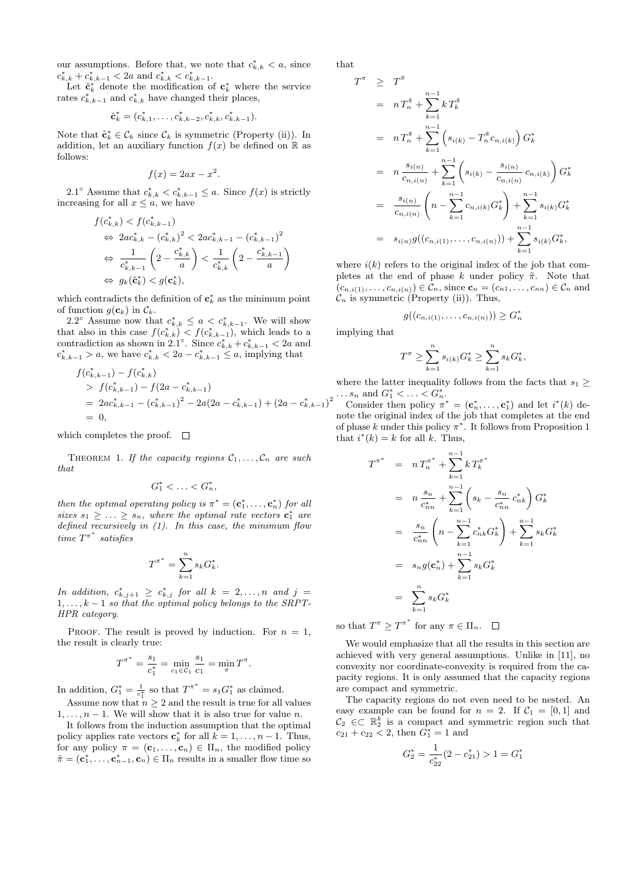our assumptions. Before that, we note that $c^*_{k,k} < a$, since $c^*_{k,k} + c^*_{k,k-1} < 2a$ and $c^*_{k,k} < c^*_{k,k-1}$.

Let $\tilde{\mathbf{c}}^*_k$ denote the modification of $\mathbf{c}^*_k$ where the service rates $c^*_{k,k-1}$ and $c^*_{k,k}$ have changed their places,

$$\tilde{\mathbf{c}}^*_k = (c^*_{k,1}, \ldots, c^*_{k,k-2}, c^*_{k,k}, c^*_{k,k-1}).$$

Note that $\tilde{\mathbf{c}}^*_k \in \mathcal{C}_k$ since $\mathcal{C}_k$ is symmetric (Property (ii)). In addition, let an auxiliary function $f(x)$ be defined on $\mathbb{R}$ as follows:

$$f(x) = 2ax - x^2.$$

2.1° Assume that $c^*_{k,k} < c^*_{k,k-1} \le a$. Since $f(x)$ is strictly increasing for all $x \le a$, we have

$$\begin{aligned}
& f(c^*_{k,k}) < f(c^*_{k,k-1}) \\
& \Leftrightarrow\ 2ac^*_{k,k} - (c^*_{k,k})^2 < 2ac^*_{k,k-1} - (c^*_{k,k-1})^2 \\
& \Leftrightarrow\ \frac{1}{c^*_{k,k-1}}\left(2 - \frac{c^*_{k,k}}{a}\right) < \frac{1}{c^*_{k,k}}\left(2 - \frac{c^*_{k,k-1}}{a}\right) \\
& \Leftrightarrow\ g_k(\tilde{\mathbf{c}}^*_k) < g(\mathbf{c}^*_k),
\end{aligned}$$

which contradicts the definition of $\mathbf{c}^*_k$ as the minimum point of function $g(\mathbf{c}_k)$ in $\mathcal{C}_k$.

2.2° Assume now that $c^*_{k,k} \le a < c^*_{k,k-1}$. We will show that also in this case $f(c^*_{k,k}) < f(c^*_{k,k-1})$, which leads to a contradiction as shown in 2.1°. Since $c^*_{k,k} + c^*_{k,k-1} < 2a$ and $c^*_{k,k-1} > a$, we have $c^*_{k,k} < 2a - c^*_{k,k-1} \le a$, implying that

$$\begin{aligned}
& f(c^*_{k,k-1}) - f(c^*_{k,k}) \\
& > f(c^*_{k,k-1}) - f(2a - c^*_{k,k-1}) \\
& = 2ac^*_{k,k-1} - (c^*_{k,k-1})^2 - 2a(2a - c^*_{k,k-1}) + (2a - c^*_{k,k-1})^2 \\
& = 0,
\end{aligned}$$

which completes the proof. □

THEOREM 1. *If the capacity regions $\mathcal{C}_1, \ldots, \mathcal{C}_n$ are such that*

$$G^*_1 < \ldots < G^*_n,$$

*then the optimal operating policy is $\pi^* = (\mathbf{c}^*_1, \ldots, \mathbf{c}^*_n)$ for all sizes $s_1 \ge \ldots \ge s_n$, where the optimal rate vectors $\mathbf{c}^*_1$ are defined recursively in (1). In this case, the minimum flow time $T^{\pi^*}$ satisfies*

$$T^{\pi^*} = \sum_{k=1}^{n} s_k G^*_k.$$

*In addition, $c^*_{k,j+1} \ge c^*_{k,j}$ for all $k = 2, \ldots, n$ and $j = 1, \ldots, k-1$ so that the optimal policy belongs to the SRPT-HPR category.*

PROOF. The result is proved by induction. For $n = 1$, the result is clearly true:

$$T^{\pi^*} = \frac{s_1}{c^*_1} = \min_{c_1 \in \mathcal{C}_1} \frac{s_1}{c_1} = \min_{\pi} T^{\pi}.$$

In addition, $G^*_1 = \frac{1}{c^*_1}$ so that $T^{\pi^*} = s_1 G^*_1$ as claimed.

Assume now that $n \ge 2$ and the result is true for all values $1, \ldots, n-1$. We will show that it is also true for value $n$.

It follows from the induction assumption that the optimal policy applies rate vectors $\mathbf{c}^*_k$ for all $k = 1, \ldots, n-1$. Thus, for any policy $\pi = (\mathbf{c}_1, \ldots, \mathbf{c}_n) \in \Pi_n$, the modified policy $\tilde{\pi} = (\mathbf{c}^*_1, \ldots, \mathbf{c}^*_{n-1}, \mathbf{c}_n) \in \Pi_n$ results in a smaller flow time so that

$$\begin{aligned}
T^{\pi} &\ge T^{\tilde{\pi}} \\
&= n\,T^{\tilde{\pi}}_n + \sum_{k=1}^{n-1} k\,T^{\tilde{\pi}}_k \\
&= n\,T^{\tilde{\pi}}_n + \sum_{k=1}^{n-1}\left(s_{i(k)} - T^{\tilde{\pi}}_n c_{n,i(k)}\right) G^*_k \\
&= n\,\frac{s_{i(n)}}{c_{n,i(n)}} + \sum_{k=1}^{n-1}\left(s_{i(k)} - \frac{s_{i(n)}}{c_{n,i(n)}}\,c_{n,i(k)}\right) G^*_k \\
&= \frac{s_{i(n)}}{c_{n,i(n)}}\left(n - \sum_{k=1}^{n-1} c_{n,i(k)} G^*_k\right) + \sum_{k=1}^{n-1} s_{i(k)} G^*_k \\
&= s_{i(n)}\, g((c_{n,i(1)}, \ldots, c_{n,i(n)})) + \sum_{k=1}^{n-1} s_{i(k)} G^*_k,
\end{aligned}$$

where $i(k)$ refers to the original index of the job that completes at the end of phase $k$ under policy $\tilde{\pi}$. Note that $(c_{n,i(1)}, \ldots, c_{n,i(n)}) \in \mathcal{C}_n$, since $\mathbf{c}_n = (c_{n1}, \ldots, c_{nn}) \in \mathcal{C}_n$ and $\mathcal{C}_n$ is symmetric (Property (ii)). Thus,

$$g((c_{n,i(1)}, \ldots, c_{n,i(n)})) \ge G^*_n$$

implying that

$$T^{\pi} \ge \sum_{k=1}^{n} s_{i(k)} G^*_k \ge \sum_{k=1}^{n} s_k G^*_k,$$

where the latter inequality follows from the facts that $s_1 \ge \ldots s_n$ and $G^*_1 < \ldots < G^*_n$.

Consider then policy $\pi^* = (\mathbf{c}^*_n, \ldots, \mathbf{c}^*_1)$ and let $i^*(k)$ denote the original index of the job that completes at the end of phase $k$ under this policy $\pi^*$. It follows from Proposition 1 that $i^*(k) = k$ for all $k$. Thus,

$$\begin{aligned}
T^{\pi^*} &= n\,T^{\pi^*}_n + \sum_{k=1}^{n-1} k\,T^{\pi^*}_k \\
&= n\,\frac{s_n}{c^*_{nn}} + \sum_{k=1}^{n-1}\left(s_k - \frac{s_n}{c^*_{nn}}\,c^*_{nk}\right) G^*_k \\
&= \frac{s_n}{c^*_{nn}}\left(n - \sum_{k=1}^{n-1} c^*_{nk} G^*_k\right) + \sum_{k=1}^{n-1} s_k G^*_k \\
&= s_n g(\mathbf{c}^*_n) + \sum_{k=1}^{n-1} s_k G^*_k \\
&= \sum_{k=1}^{n} s_k G^*_k
\end{aligned}$$

so that $T^{\pi} \ge T^{\pi^*}$ for any $\pi \in \Pi_n$. □

We would emphasize that all the results in this section are achieved with very general assumptions. Unlike from [11], no convexity nor coordinate-convexity is required from the capacity regions. It is only assumed that the capacity regions are compact and symmetric.

The capacity regions do not even need to be nested. An easy example can be found for $n = 2$. If $\mathcal{C}_1 = [0, 1]$ and $\mathcal{C}_2 \in\subset \mathbb{R}^k_2$ is a compact and symmetric region such that $c_{21} + c_{22} < 2$, then $G^*_1 = 1$ and

$$G^*_2 = \frac{1}{c^*_{22}}(2 - c^*_{21}) > 1 = G^*_1$$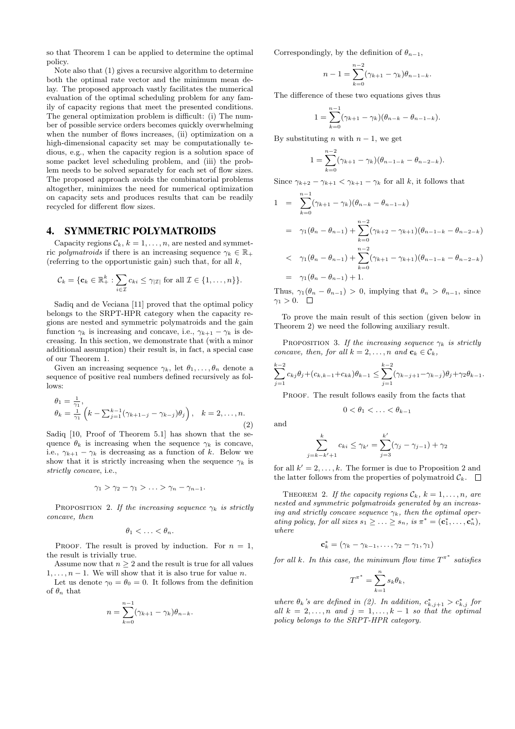so that Theorem 1 can be applied to determine the optimal policy.

Note also that (1) gives a recursive algorithm to determine both the optimal rate vector and the minimum mean delay. The proposed approach vastly facilitates the numerical evaluation of the optimal scheduling problem for any family of capacity regions that meet the presented conditions. The general optimization problem is difficult: (i) The number of possible service orders becomes quickly overwhelming when the number of flows increases, (ii) optimization on a high-dimensional capacity set may be computationally tedious, e.g., when the capacity region is a solution space of some packet level scheduling problem, and (iii) the problem needs to be solved separately for each set of flow sizes. The proposed approach avoids the combinatorial problems altogether, minimizes the need for numerical optimization on capacity sets and produces results that can be readily recycled for different flow sizes.

## 4. SYMMETRIC POLYMATROIDS

Capacity regions $\mathcal{C}_k$, $k = 1, \ldots, n$, are nested and symmetric *polymatroids* if there is an increasing sequence $\gamma_k \in \mathbb{R}_+$ (referring to the opportunistic gain) such that, for all $k$,

$$\mathcal{C}_k = \{\mathbf{c}_k \in \mathbb{R}_+^k : \sum_{i \in \mathcal{I}} c_{ki} \le \gamma_{|\mathcal{I}|} \text{ for all } \mathcal{I} \in \{1, \ldots, n\}\}.$$

Sadiq and de Veciana [11] proved that the optimal policy belongs to the SRPT-HPR category when the capacity regions are nested and symmetric polymatroids and the gain function $\gamma_k$ is increasing and concave, i.e., $\gamma_{k+1} - \gamma_k$ is decreasing. In this section, we demonstrate that (with a minor additional assumption) their result is, in fact, a special case of our Theorem 1.

Given an increasing sequence $\gamma_k$, let $\theta_1, \ldots, \theta_n$ denote a sequence of positive real numbers defined recursively as follows:

$$\begin{aligned} &\theta_1 = \tfrac{1}{\gamma_1}, \\ &\theta_k = \tfrac{1}{\gamma_1}\left(k - \textstyle\sum_{j=1}^{k-1}(\gamma_{k+1-j} - \gamma_{k-j})\theta_j\right), \quad k = 2, \ldots, n. \end{aligned} \tag{2}$$

Sadiq [10, Proof of Theorem 5.1] has shown that the sequence $\theta_k$ is increasing when the sequence $\gamma_k$ is concave, i.e., $\gamma_{k+1} - \gamma_k$ is decreasing as a function of $k$. Below we show that it is strictly increasing when the sequence $\gamma_k$ is *strictly concave*, i.e.,

$$\gamma_1 > \gamma_2 - \gamma_1 > \ldots > \gamma_n - \gamma_{n-1}.$$

Proposition 2. *If the increasing sequence $\gamma_k$ is strictly concave, then*

$$\theta_1 < \ldots < \theta_n.$$

Proof. The result is proved by induction. For $n = 1$, the result is trivially true.

Assume now that $n \ge 2$ and the result is true for all values $1, \ldots, n-1$. We will show that it is also true for value $n$.

Let us denote $\gamma_0 = \theta_0 = 0$. It follows from the definition of $\theta_n$ that

$$n = \sum_{k=0}^{n-1}(\gamma_{k+1} - \gamma_k)\theta_{n-k}.$$

Correspondingly, by the definition of $\theta_{n-1}$,

$$n - 1 = \sum_{k=0}^{n-2}(\gamma_{k+1} - \gamma_k)\theta_{n-1-k}.$$

The difference of these two equations gives thus

$$1 = \sum_{k=0}^{n-1}(\gamma_{k+1} - \gamma_k)(\theta_{n-k} - \theta_{n-1-k}).$$

By substituting $n$ with $n-1$, we get

$$1 = \sum_{k=0}^{n-2}(\gamma_{k+1} - \gamma_k)(\theta_{n-1-k} - \theta_{n-2-k}).$$

Since $\gamma_{k+2} - \gamma_{k+1} < \gamma_{k+1} - \gamma_k$ for all $k$, it follows that

$$\begin{aligned} 1 &= \sum_{k=0}^{n-1}(\gamma_{k+1} - \gamma_k)(\theta_{n-k} - \theta_{n-1-k}) \\ &= \gamma_1(\theta_n - \theta_{n-1}) + \sum_{k=0}^{n-2}(\gamma_{k+2} - \gamma_{k+1})(\theta_{n-1-k} - \theta_{n-2-k}) \\ &< \gamma_1(\theta_n - \theta_{n-1}) + \sum_{k=0}^{n-2}(\gamma_{k+1} - \gamma_{k+1})(\theta_{n-1-k} - \theta_{n-2-k}) \\ &= \gamma_1(\theta_n - \theta_{n-1}) + 1. \end{aligned}$$

Thus, $\gamma_1(\theta_n - \theta_{n-1}) > 0$, implying that $\theta_n > \theta_{n-1}$, since $\gamma_1 > 0$. □

To prove the main result of this section (given below in Theorem 2) we need the following auxiliary result.

Proposition 3. *If the increasing sequence $\gamma_k$ is strictly concave, then, for all $k = 2, \ldots, n$ and $\mathbf{c}_k \in \mathcal{C}_k$,*

$$\sum_{j=1}^{k-2} c_{kj}\theta_j + (c_{k,k-1} + c_{kk})\theta_{k-1} \le \sum_{j=1}^{k-2}(\gamma_{k-j+1} - \gamma_{k-j})\theta_j + \gamma_2\theta_{k-1}.$$

Proof. The result follows easily from the facts that

$$0 < \theta_1 < \ldots < \theta_{k-1}$$

and

$$\sum_{j=k-k'+1}^{k} c_{ki} \le \gamma_{k'} = \sum_{j=3}^{k'}(\gamma_j - \gamma_{j-1}) + \gamma_2$$

for all $k' = 2, \ldots, k$. The former is due to Proposition 2 and the latter follows from the properties of polymatroid $\mathcal{C}_k$. □

Theorem 2. *If the capacity regions $\mathcal{C}_k$, $k = 1, \ldots, n$, are nested and symmetric polymatroids generated by an increasing and strictly concave sequence $\gamma_k$, then the optimal operating policy, for all sizes $s_1 \ge \ldots \ge s_n$, is $\pi^* = (\mathbf{c}_1^*, \ldots, \mathbf{c}_n^*)$, where*

$$\mathbf{c}_k^* = (\gamma_k - \gamma_{k-1}, \ldots, \gamma_2 - \gamma_1, \gamma_1)$$

*for all $k$. In this case, the minimum flow time $T^{\pi^*}$ satisfies*

$$T^{\pi^*} = \sum_{k=1}^{n} s_k\theta_k,$$

*where $\theta_k$'s are defined in (2). In addition, $c_{k,j+1}^* > c_{k,j}^*$ for all $k = 2, \ldots, n$ and $j = 1, \ldots, k-1$ so that the optimal policy belongs to the SRPT-HPR category.*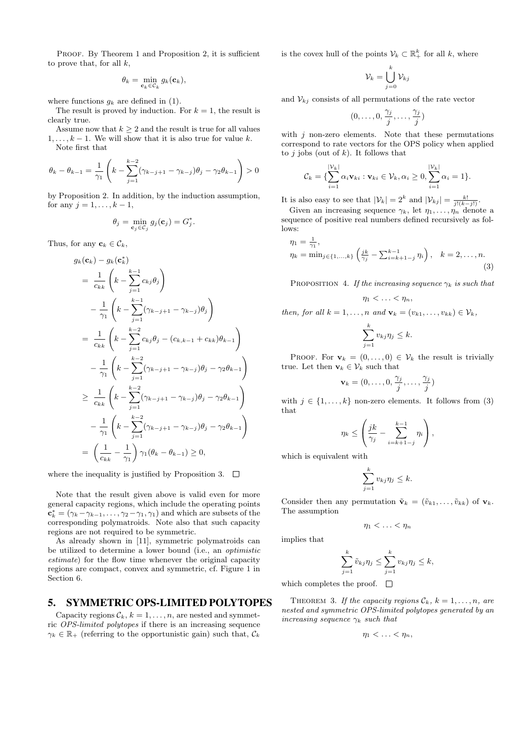PROOF. By Theorem 1 and Proposition 2, it is sufficient to prove that, for all $k$,

$$\theta_k = \min_{\mathbf{c}_k \in \mathcal{C}_k} g_k(\mathbf{c}_k),$$

where functions $g_k$ are defined in (1).

The result is proved by induction. For $k = 1$, the result is clearly true.

Assume now that $k \geq 2$ and the result is true for all values $1, \ldots, k-1$. We will show that it is also true for value $k$. Note first that

$$\theta_k - \theta_{k-1} = \frac{1}{\gamma_1}\left(k - \sum_{j=1}^{k-2}(\gamma_{k-j+1} - \gamma_{k-j})\theta_j - \gamma_2\theta_{k-1}\right) > 0$$

by Proposition 2. In addition, by the induction assumption, for any $j = 1, \ldots, k-1$,

$$\theta_j = \min_{\mathbf{c}_j \in \mathcal{C}_j} g_j(\mathbf{c}_j) = G_j^*.$$

Thus, for any $\mathbf{c}_k \in \mathcal{C}_k$,

$$\begin{aligned}
& g_k(\mathbf{c}_k) - g_k(\mathbf{c}_k^*) \\
&= \frac{1}{c_{kk}}\left(k - \sum_{j=1}^{k-1} c_{kj}\theta_j\right) \\
&\quad - \frac{1}{\gamma_1}\left(k - \sum_{j=1}^{k-1}(\gamma_{k-j+1} - \gamma_{k-j})\theta_j\right) \\
&= \frac{1}{c_{kk}}\left(k - \sum_{j=1}^{k-2} c_{kj}\theta_j - (c_{k,k-1} + c_{kk})\theta_{k-1}\right) \\
&\quad - \frac{1}{\gamma_1}\left(k - \sum_{j=1}^{k-2}(\gamma_{k-j+1} - \gamma_{k-j})\theta_j - \gamma_2\theta_{k-1}\right) \\
&\geq \frac{1}{c_{kk}}\left(k - \sum_{j=1}^{k-2}(\gamma_{k-j+1} - \gamma_{k-j})\theta_j - \gamma_2\theta_{k-1}\right) \\
&\quad - \frac{1}{\gamma_1}\left(k - \sum_{j=1}^{k-2}(\gamma_{k-j+1} - \gamma_{k-j})\theta_j - \gamma_2\theta_{k-1}\right) \\
&= \left(\frac{1}{c_{kk}} - \frac{1}{\gamma_1}\right)\gamma_1(\theta_k - \theta_{k-1}) \geq 0,
\end{aligned}$$

where the inequality is justified by Proposition 3. $\square$

Note that the result given above is valid even for more general capacity regions, which include the operating points $\mathbf{c}_k^* = (\gamma_k - \gamma_{k-1}, \ldots, \gamma_2 - \gamma_1, \gamma_1)$ and which are subsets of the corresponding polymatroids. Note also that such capacity regions are not required to be symmetric.

As already shown in [11], symmetric polymatroids can be utilized to determine a lower bound (i.e., an *optimistic estimate*) for the flow time whenever the original capacity regions are compact, convex and symmetric, cf. Figure 1 in Section 6.

## 5. SYMMETRIC OPS-LIMITED POLYTOPES

Capacity regions $\mathcal{C}_k$, $k = 1, \ldots, n$, are nested and symmetric *OPS-limited polytopes* if there is an increasing sequence $\gamma_k \in \mathbb{R}_+$ (referring to the opportunistic gain) such that, $\mathcal{C}_k$ is the covex hull of the points $\mathcal{V}_k \subset \mathbb{R}_+^k$ for all $k$, where

$$\mathcal{V}_k = \bigcup_{j=0}^{k} \mathcal{V}_{kj}$$

and $\mathcal{V}_{kj}$ consists of all permutations of the rate vector

$$(0, \ldots, 0, \frac{\gamma_j}{j}, \ldots, \frac{\gamma_j}{j})$$

with $j$ non-zero elements. Note that these permutations correspond to rate vectors for the OPS policy when applied to $j$ jobs (out of $k$). It follows that

$$\mathcal{C}_k = \{\sum_{i=1}^{|\mathcal{V}_k|} \alpha_i \mathbf{v}_{ki} : \mathbf{v}_{ki} \in \mathcal{V}_k, \alpha_i \geq 0, \sum_{i=1}^{|\mathcal{V}_k|} \alpha_i = 1\}.$$

It is also easy to see that $|\mathcal{V}_k| = 2^k$ and $|\mathcal{V}_{kj}| = \frac{k!}{j!(k-j!)}$.

Given an increasing sequence $\gamma_k$, let $\eta_1, \ldots, \eta_n$ denote a sequence of positive real numbers defined recursively as follows:

$$\begin{aligned}
&\eta_1 = \tfrac{1}{\gamma_1}, \\
&\eta_k = \min_{j \in \{1,\ldots,k\}} \left(\tfrac{jk}{\gamma_j} - \textstyle\sum_{i=k+1-j}^{k-1} \eta_i\right), \quad k = 2, \ldots, n.
\end{aligned} \tag{3}$$

PROPOSITION 4. *If the increasing sequence $\gamma_k$ is such that*

$$\eta_1 < \ldots < \eta_n,$$

*then, for all $k = 1, \ldots, n$ and $\mathbf{v}_k = (v_{k1}, \ldots, v_{kk}) \in \mathcal{V}_k$,*

$$\sum_{j=1}^{k} v_{kj}\eta_j \leq k.$$

PROOF. For $\mathbf{v}_k = (0, \ldots, 0) \in \mathcal{V}_k$ the result is trivially true. Let then $\mathbf{v}_k \in \mathcal{V}_k$ such that

$$\mathbf{v}_k = (0, \ldots, 0, \frac{\gamma_j}{j}, \ldots, \frac{\gamma_j}{j})$$

with $j \in \{1, \ldots, k\}$ non-zero elements. It follows from (3) that

$$\eta_k \leq \left(\frac{jk}{\gamma_j} - \sum_{i=k+1-j}^{k-1} \eta_i\right),$$

which is equivalent with

$$\sum_{j=1}^{k} v_{kj}\eta_j \leq k.$$

Consider then any permutation $\tilde{\mathbf{v}}_k = (\tilde{v}_{k1}, \ldots, \tilde{v}_{kk})$ of $\mathbf{v}_k$. The assumption

$$\eta_1 < \ldots < \eta_n$$

implies that

$$\sum_{j=1}^{k} \tilde{v}_{kj}\eta_j \leq \sum_{j=1}^{k} v_{kj}\eta_j \leq k,$$

which completes the proof. $\square$

THEOREM 3. *If the capacity regions $\mathcal{C}_k$, $k = 1, \ldots, n$, are nested and symmetric OPS-limited polytopes generated by an increasing sequence $\gamma_k$ such that*

$$\eta_1 < \ldots < \eta_n,$$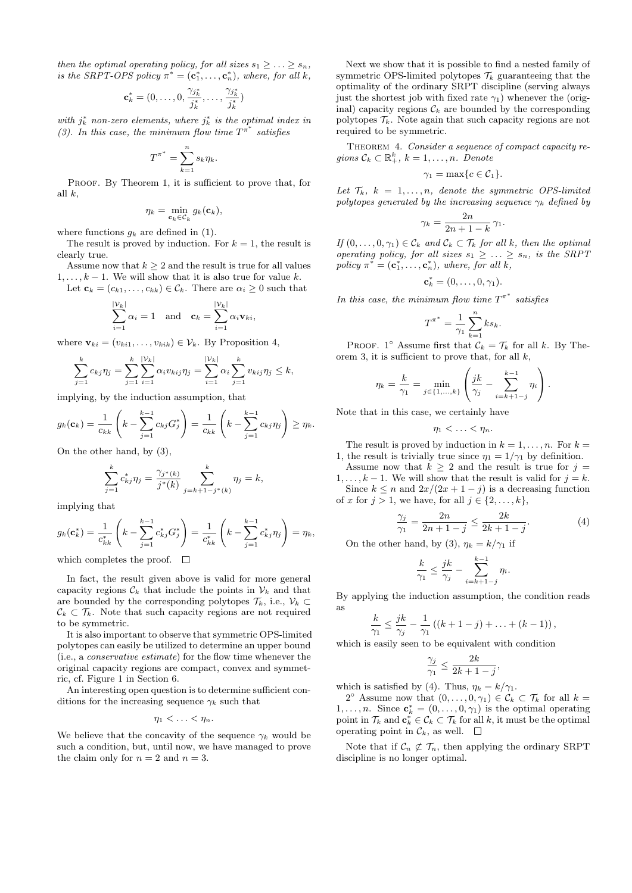*then the optimal operating policy, for all sizes $s_1 \geq \ldots \geq s_n$, is the SRPT-OPS policy $\pi^* = (\mathbf{c}_1^*, \ldots, \mathbf{c}_n^*)$, where, for all $k$,*

$$\mathbf{c}_k^* = (0, \ldots, 0, \frac{\gamma_{j_k^*}}{j_k^*}, \ldots, \frac{\gamma_{j_k^*}}{j_k^*})$$

*with $j_k^*$ non-zero elements, where $j_k^*$ is the optimal index in (3). In this case, the minimum flow time $T^{\pi^*}$ satisfies*

$$T^{\pi^*} = \sum_{k=1}^{n} s_k \eta_k.$$

PROOF. By Theorem 1, it is sufficient to prove that, for all $k$,

$$\eta_k = \min_{\mathbf{c}_k \in \mathcal{C}_k} g_k(\mathbf{c}_k),$$

where functions $g_k$ are defined in (1).

The result is proved by induction. For $k = 1$, the result is clearly true.

Assume now that $k \geq 2$ and the result is true for all values $1, \ldots, k-1$. We will show that it is also true for value $k$.

Let $\mathbf{c}_k = (c_{k1}, \ldots, c_{kk}) \in \mathcal{C}_k$. There are $\alpha_i \geq 0$ such that

$$\sum_{i=1}^{|\mathcal{V}_k|} \alpha_i = 1 \quad \text{and} \quad \mathbf{c}_k = \sum_{i=1}^{|\mathcal{V}_k|} \alpha_i \mathbf{v}_{ki},$$

where $\mathbf{v}_{ki} = (v_{ki1}, \ldots, v_{kik}) \in \mathcal{V}_k$. By Proposition 4,

$$\sum_{j=1}^{k} c_{kj}\eta_j = \sum_{j=1}^{k} \sum_{i=1}^{|\mathcal{V}_k|} \alpha_i v_{kij} \eta_j = \sum_{i=1}^{|\mathcal{V}_k|} \alpha_i \sum_{j=1}^{k} v_{kij}\eta_j \leq k,$$

implying, by the induction assumption, that

$$g_k(\mathbf{c}_k) = \frac{1}{c_{kk}} \left( k - \sum_{j=1}^{k-1} c_{kj} G_j^* \right) = \frac{1}{c_{kk}} \left( k - \sum_{j=1}^{k-1} c_{kj}\eta_j \right) \geq \eta_k.$$

On the other hand, by (3),

$$\sum_{j=1}^{k} c_{kj}^* \eta_j = \frac{\gamma_{j^*(k)}}{j^*(k)} \sum_{j=k+1-j^*(k)}^{k} \eta_j = k,$$

implying that

$$g_k(\mathbf{c}_k^*) = \frac{1}{c_{kk}^*} \left( k - \sum_{j=1}^{k-1} c_{kj}^* G_j^* \right) = \frac{1}{c_{kk}^*} \left( k - \sum_{j=1}^{k-1} c_{kj}^* \eta_j \right) = \eta_k,$$

which completes the proof. $\square$

In fact, the result given above is valid for more general capacity regions $\mathcal{C}_k$ that include the points in $\mathcal{V}_k$ and that are bounded by the corresponding polytopes $\mathcal{T}_k$, i.e., $\mathcal{V}_k \subset \mathcal{C}_k \subset \mathcal{T}_k$. Note that such capacity regions are not required to be symmetric.

It is also important to observe that symmetric OPS-limited polytopes can easily be utilized to determine an upper bound (i.e., a *conservative estimate*) for the flow time whenever the original capacity regions are compact, convex and symmetric, cf. Figure 1 in Section 6.

An interesting open question is to determine sufficient conditions for the increasing sequence $\gamma_k$ such that

$$\eta_1 < \ldots < \eta_n.$$

We believe that the concavity of the sequence $\gamma_k$ would be such a condition, but, until now, we have managed to prove the claim only for $n = 2$ and $n = 3$.

Next we show that it is possible to find a nested family of symmetric OPS-limited polytopes $\mathcal{T}_k$ guaranteeing that the optimality of the ordinary SRPT discipline (serving always just the shortest job with fixed rate $\gamma_1$) whenever the (original) capacity regions $\mathcal{C}_k$ are bounded by the corresponding polytopes $\mathcal{T}_k$. Note again that such capacity regions are not required to be symmetric.

THEOREM 4. *Consider a sequence of compact capacity regions $\mathcal{C}_k \subset \mathbb{R}_+^k$, $k = 1, \ldots, n$. Denote*

$$\gamma_1 = \max\{c \in \mathcal{C}_1\}.$$

*Let $\mathcal{T}_k$, $k = 1, \ldots, n$, denote the symmetric OPS-limited polytopes generated by the increasing sequence $\gamma_k$ defined by*

$$\gamma_k = \frac{2n}{2n+1-k}\gamma_1.$$

*If $(0, \ldots, 0, \gamma_1) \in \mathcal{C}_k$ and $\mathcal{C}_k \subset \mathcal{T}_k$ for all $k$, then the optimal operating policy, for all sizes $s_1 \geq \ldots \geq s_n$, is the SRPT policy $\pi^* = (\mathbf{c}_1^*, \ldots, \mathbf{c}_n^*)$, where, for all $k$,*

$$\mathbf{c}_k^* = (0, \ldots, 0, \gamma_1).$$

*In this case, the minimum flow time $T^{\pi^*}$ satisfies*

$$T^{\pi^*} = \frac{1}{\gamma_1} \sum_{k=1}^{n} k s_k.$$

PROOF. 1° Assume first that $\mathcal{C}_k = \mathcal{T}_k$ for all $k$. By Theorem 3, it is sufficient to prove that, for all $k$,

$$\eta_k = \frac{k}{\gamma_1} = \min_{j \in \{1,\ldots,k\}} \left( \frac{jk}{\gamma_j} - \sum_{i=k+1-j}^{k-1} \eta_i \right).$$

Note that in this case, we certainly have

$$\eta_1 < \ldots < \eta_n.$$

The result is proved by induction in $k = 1, \ldots, n$. For $k = 1$, the result is trivially true since $\eta_1 = 1/\gamma_1$ by definition.

Assume now that $k \geq 2$ and the result is true for $j = 1, \ldots, k-1$. We will show that the result is valid for $j = k$.

Since $k \leq n$ and $2x/(2x+1-j)$ is a decreasing function of $x$ for $j > 1$, we have, for all $j \in \{2, \ldots, k\}$,

$$\frac{\gamma_j}{\gamma_1} = \frac{2n}{2n+1-j} \leq \frac{2k}{2k+1-j}. \tag{4}$$

On the other hand, by (3), $\eta_k = k/\gamma_1$ if

$$\frac{k}{\gamma_1} \leq \frac{jk}{\gamma_j} - \sum_{i=k+1-j}^{k-1} \eta_i.$$

By applying the induction assumption, the condition reads as

$$\frac{k}{\gamma_1} \leq \frac{jk}{\gamma_j} - \frac{1}{\gamma_1}\left((k+1-j) + \ldots + (k-1)\right),$$

which is easily seen to be equivalent with condition

$$\frac{\gamma_j}{\gamma_1} \leq \frac{2k}{2k+1-j},$$

which is satisfied by (4). Thus, $\eta_k = k/\gamma_1$.

2° Assume now that $(0, \ldots, 0, \gamma_1) \in \mathcal{C}_k \subset \mathcal{T}_k$ for all $k = 1, \ldots, n$. Since $\mathbf{c}_k^* = (0, \ldots, 0, \gamma_1)$ is the optimal operating point in $\mathcal{T}_k$ and $\mathbf{c}_k^* \in \mathcal{C}_k \subset \mathcal{T}_k$ for all $k$, it must be the optimal operating point in $\mathcal{C}_k$, as well. $\square$

Note that if $\mathcal{C}_n \not\subset \mathcal{T}_n$, then applying the ordinary SRPT discipline is no longer optimal.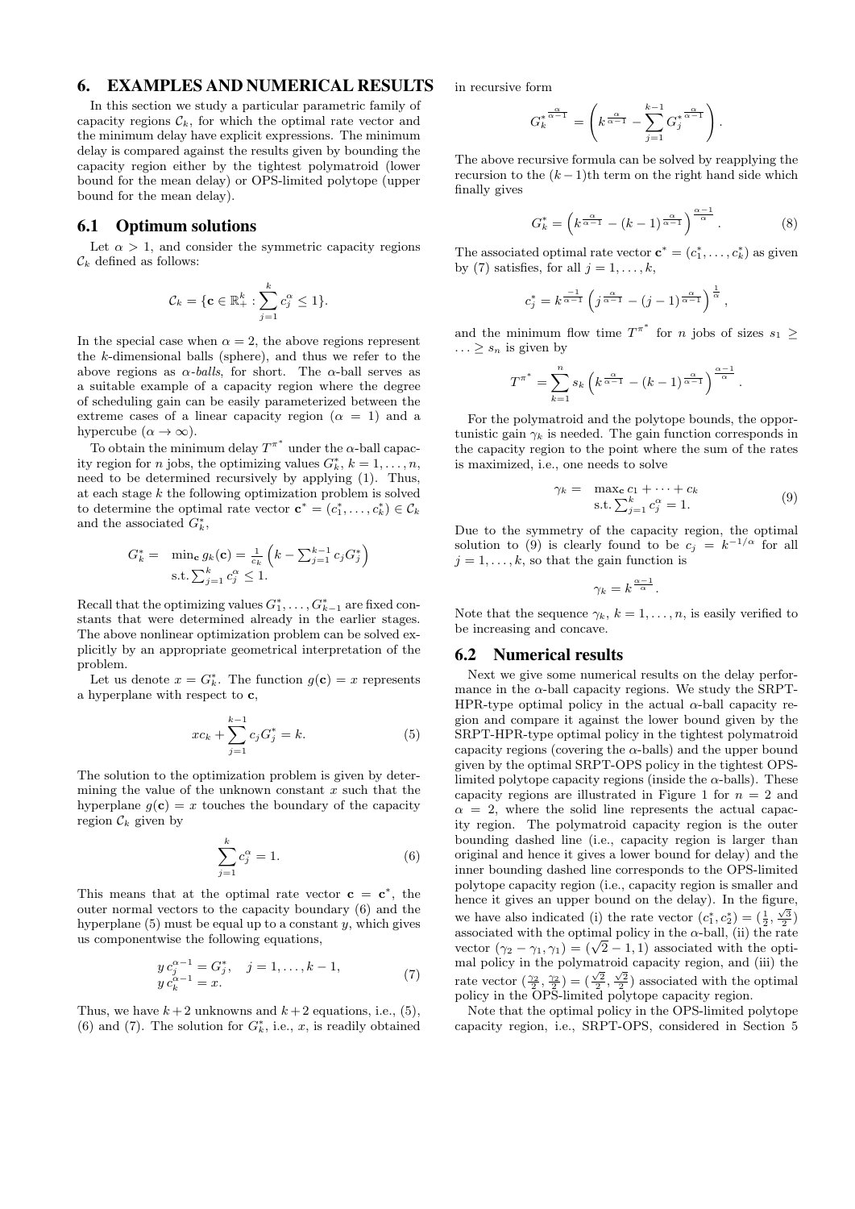## 6. EXAMPLES AND NUMERICAL RESULTS

In this section we study a particular parametric family of capacity regions $\mathcal{C}_k$, for which the optimal rate vector and the minimum delay have explicit expressions. The minimum delay is compared against the results given by bounding the capacity region either by the tightest polymatroid (lower bound for the mean delay) or OPS-limited polytope (upper bound for the mean delay).

### 6.1 Optimum solutions

Let $\alpha > 1$, and consider the symmetric capacity regions $\mathcal{C}_k$ defined as follows:

$$\mathcal{C}_k = \{\mathbf{c} \in \mathbb{R}_+^k : \sum_{j=1}^{k} c_j^\alpha \leq 1\}.$$

In the special case when $\alpha = 2$, the above regions represent the $k$-dimensional balls (sphere), and thus we refer to the above regions as *$\alpha$-balls*, for short. The $\alpha$-ball serves as a suitable example of a capacity region where the degree of scheduling gain can be easily parameterized between the extreme cases of a linear capacity region ($\alpha = 1$) and a hypercube ($\alpha \to \infty$).

To obtain the minimum delay $T^{\pi^*}$ under the $\alpha$-ball capacity region for $n$ jobs, the optimizing values $G_k^*$, $k = 1, \ldots, n$, need to be determined recursively by applying (1). Thus, at each stage $k$ the following optimization problem is solved to determine the optimal rate vector $\mathbf{c}^* = (c_1^*, \ldots, c_k^*) \in \mathcal{C}_k$ and the associated $G_k^*$,

$$\begin{aligned} G_k^* = \ & \min_{\mathbf{c}} g_k(\mathbf{c}) = \tfrac{1}{c_k}\left(k - \textstyle\sum_{j=1}^{k-1} c_j G_j^*\right) \\ & \text{s.t.} \textstyle\sum_{j=1}^{k} c_j^\alpha \leq 1. \end{aligned}$$

Recall that the optimizing values $G_1^*, \ldots, G_{k-1}^*$ are fixed constants that were determined already in the earlier stages. The above nonlinear optimization problem can be solved explicitly by an appropriate geometrical interpretation of the problem.

Let us denote $x = G_k^*$. The function $g(\mathbf{c}) = x$ represents a hyperplane with respect to $\mathbf{c}$,

$$x c_k + \sum_{j=1}^{k-1} c_j G_j^* = k. \tag{5}$$

The solution to the optimization problem is given by determining the value of the unknown constant $x$ such that the hyperplane $g(\mathbf{c}) = x$ touches the boundary of the capacity region $\mathcal{C}_k$ given by

$$\sum_{j=1}^{k} c_j^\alpha = 1. \tag{6}$$

This means that at the optimal rate vector $\mathbf{c} = \mathbf{c}^*$, the outer normal vectors to the capacity boundary (6) and the hyperplane (5) must be equal up to a constant $y$, which gives us componentwise the following equations,

$$\begin{aligned} & y\, c_j^{\alpha-1} = G_j^*, \quad j = 1, \ldots, k-1, \\ & y\, c_k^{\alpha-1} = x. \end{aligned} \tag{7}$$

Thus, we have $k+2$ unknowns and $k+2$ equations, i.e., (5), (6) and (7). The solution for $G_k^*$, i.e., $x$, is readily obtained in recursive form

$$G_k^{*\frac{\alpha}{\alpha-1}} = \left(k^{\frac{\alpha}{\alpha-1}} - \sum_{j=1}^{k-1} G_j^{*\frac{\alpha}{\alpha-1}}\right).$$

The above recursive formula can be solved by reapplying the recursion to the $(k-1)$th term on the right hand side which finally gives

$$G_k^* = \left(k^{\frac{\alpha}{\alpha-1}} - (k-1)^{\frac{\alpha}{\alpha-1}}\right)^{\frac{\alpha-1}{\alpha}}. \tag{8}$$

The associated optimal rate vector $\mathbf{c}^* = (c_1^*, \ldots, c_k^*)$ as given by (7) satisfies, for all $j = 1, \ldots, k$,

$$c_j^* = k^{\frac{-1}{\alpha-1}}\left(j^{\frac{\alpha}{\alpha-1}} - (j-1)^{\frac{\alpha}{\alpha-1}}\right)^{\frac{1}{\alpha}},$$

and the minimum flow time $T^{\pi^*}$ for $n$ jobs of sizes $s_1 \geq \ldots \geq s_n$ is given by

$$T^{\pi^*} = \sum_{k=1}^{n} s_k \left(k^{\frac{\alpha}{\alpha-1}} - (k-1)^{\frac{\alpha}{\alpha-1}}\right)^{\frac{\alpha-1}{\alpha}}.$$

For the polymatroid and the polytope bounds, the opportunistic gain $\gamma_k$ is needed. The gain function corresponds in the capacity region to the point where the sum of the rates is maximized, i.e., one needs to solve

$$\begin{aligned} \gamma_k = \ & \max_{\mathbf{c}} c_1 + \cdots + c_k \\ & \text{s.t.} \textstyle\sum_{j=1}^{k} c_j^\alpha = 1. \end{aligned} \tag{9}$$

Due to the symmetry of the capacity region, the optimal solution to (9) is clearly found to be $c_j = k^{-1/\alpha}$ for all $j = 1, \ldots, k$, so that the gain function is

$$\gamma_k = k^{\frac{\alpha-1}{\alpha}}.$$

Note that the sequence $\gamma_k$, $k = 1, \ldots, n$, is easily verified to be increasing and concave.

### 6.2 Numerical results

Next we give some numerical results on the delay performance in the $\alpha$-ball capacity regions. We study the SRPT-HPR-type optimal policy in the actual $\alpha$-ball capacity region and compare it against the lower bound given by the SRPT-HPR-type optimal policy in the tightest polymatroid capacity regions (covering the $\alpha$-balls) and the upper bound given by the optimal SRPT-OPS policy in the tightest OPS-limited polytope capacity regions (inside the $\alpha$-balls). These capacity regions are illustrated in Figure 1 for $n = 2$ and $\alpha = 2$, where the solid line represents the actual capacity region. The polymatroid capacity region is the outer bounding dashed line (i.e., capacity region is larger than original and hence it gives a lower bound for delay) and the inner bounding dashed line corresponds to the OPS-limited polytope capacity region (i.e., capacity region is smaller and hence it gives an upper bound on the delay). In the figure, we have also indicated (i) the rate vector $(c_1^*, c_2^*) = (\frac{1}{2}, \frac{\sqrt{3}}{2})$ associated with the optimal policy in the $\alpha$-ball, (ii) the rate vector $(\gamma_2 - \gamma_1, \gamma_1) = (\sqrt{2} - 1, 1)$ associated with the optimal policy in the polymatroid capacity region, and (iii) the rate vector $(\frac{\gamma_2}{2}, \frac{\gamma_2}{2}) = (\frac{\sqrt{2}}{2}, \frac{\sqrt{2}}{2})$ associated with the optimal policy in the OPS-limited polytope capacity region.

Note that the optimal policy in the OPS-limited polytope capacity region, i.e., SRPT-OPS, considered in Section 5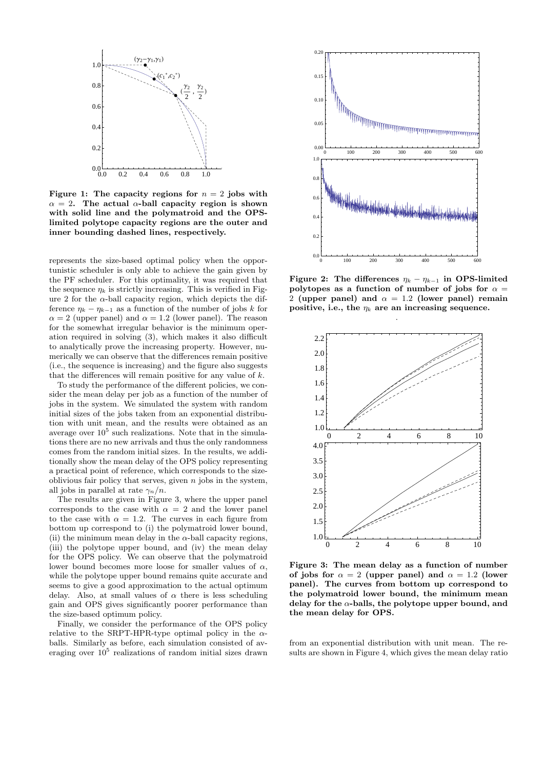**Figure 1: The capacity regions for $n = 2$ jobs with $\alpha = 2$. The actual $\alpha$-ball capacity region is shown with solid line and the polymatroid and the OPS-limited polytope capacity regions are the outer and inner bounding dashed lines, respectively.**

represents the size-based optimal policy when the opportunistic scheduler is only able to achieve the gain given by the PF scheduler. For this optimality, it was required that the sequence $\eta_k$ is strictly increasing. This is verified in Figure 2 for the $\alpha$-ball capacity region, which depicts the difference $\eta_k - \eta_{k-1}$ as a function of the number of jobs $k$ for $\alpha = 2$ (upper panel) and $\alpha = 1.2$ (lower panel). The reason for the somewhat irregular behavior is the minimum operation required in solving (3), which makes it also difficult to analytically prove the increasing property. However, numerically we can observe that the differences remain positive (i.e., the sequence is increasing) and the figure also suggests that the differences will remain positive for any value of $k$.

To study the performance of the different policies, we consider the mean delay per job as a function of the number of jobs in the system. We simulated the system with random initial sizes of the jobs taken from an exponential distribution with unit mean, and the results were obtained as an average over $10^5$ such realizations. Note that in the simulations there are no new arrivals and thus the only randomness comes from the random initial sizes. In the results, we additionally show the mean delay of the OPS policy representing a practical point of reference, which corresponds to the size-oblivious fair policy that serves, given $n$ jobs in the system, all jobs in parallel at rate $\gamma_n/n$.

The results are given in Figure 3, where the upper panel corresponds to the case with $\alpha = 2$ and the lower panel to the case with $\alpha = 1.2$. The curves in each figure from bottom up correspond to (i) the polymatroid lower bound, (ii) the minimum mean delay in the $\alpha$-ball capacity regions, (iii) the polytope upper bound, and (iv) the mean delay for the OPS policy. We can observe that the polymatroid lower bound becomes more loose for smaller values of $\alpha$, while the polytope upper bound remains quite accurate and seems to give a good approximation to the actual optimum delay. Also, at small values of $\alpha$ there is less scheduling gain and OPS gives significantly poorer performance than the size-based optimum policy.

Finally, we consider the performance of the OPS policy relative to the SRPT-HPR-type optimal policy in the $\alpha$-balls. Similarly as before, each simulation consisted of averaging over $10^5$ realizations of random initial sizes drawn from an exponential distribution with unit mean. The results are shown in Figure 4, which gives the mean delay ratio

**Figure 2: The differences $\eta_k - \eta_{k-1}$ in OPS-limited polytopes as a function of number of jobs for $\alpha = 2$ (upper panel) and $\alpha = 1.2$ (lower panel) remain positive, i.e., the $\eta_k$ are an increasing sequence.**

**Figure 3: The mean delay as a function of number of jobs for $\alpha = 2$ (upper panel) and $\alpha = 1.2$ (lower panel). The curves from bottom up correspond to the polymatroid lower bound, the minimum mean delay for the $\alpha$-balls, the polytope upper bound, and the mean delay for OPS.**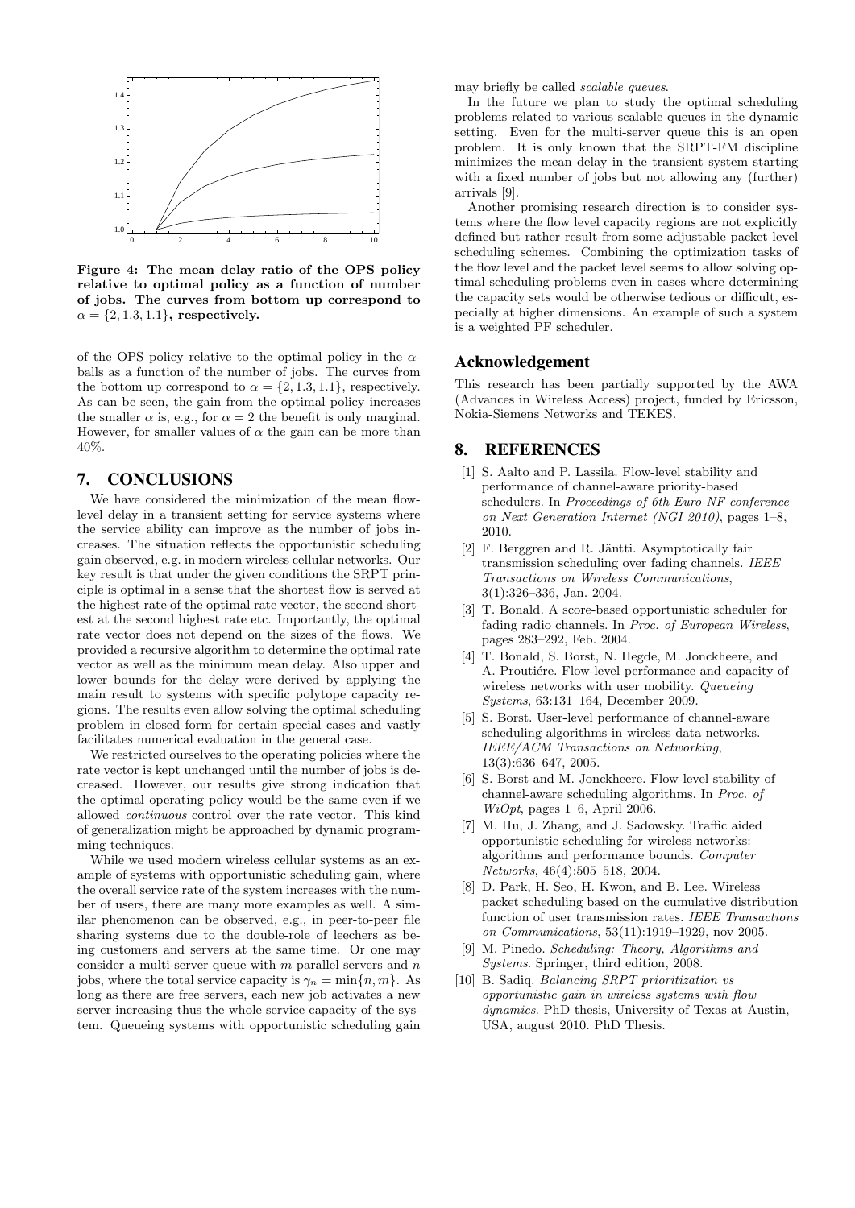**Figure 4: The mean delay ratio of the OPS policy relative to optimal policy as a function of number of jobs. The curves from bottom up correspond to $\alpha = \{2, 1.3, 1.1\}$, respectively.**

of the OPS policy relative to the optimal policy in the $\alpha$-balls as a function of the number of jobs. The curves from the bottom up correspond to $\alpha = \{2, 1.3, 1.1\}$, respectively. As can be seen, the gain from the optimal policy increases the smaller $\alpha$ is, e.g., for $\alpha = 2$ the benefit is only marginal. However, for smaller values of $\alpha$ the gain can be more than 40%.

## 7. CONCLUSIONS

We have considered the minimization of the mean flow-level delay in a transient setting for service systems where the service ability can improve as the number of jobs increases. The situation reflects the opportunistic scheduling gain observed, e.g. in modern wireless cellular networks. Our key result is that under the given conditions the SRPT principle is optimal in a sense that the shortest flow is served at the highest rate of the optimal rate vector, the second shortest at the second highest rate etc. Importantly, the optimal rate vector does not depend on the sizes of the flows. We provided a recursive algorithm to determine the optimal rate vector as well as the minimum mean delay. Also upper and lower bounds for the delay were derived by applying the main result to systems with specific polytope capacity regions. The results even allow solving the optimal scheduling problem in closed form for certain special cases and vastly facilitates numerical evaluation in the general case.

We restricted ourselves to the operating policies where the rate vector is kept unchanged until the number of jobs is decreased. However, our results give strong indication that the optimal operating policy would be the same even if we allowed *continuous* control over the rate vector. This kind of generalization might be approached by dynamic programming techniques.

While we used modern wireless cellular systems as an example of systems with opportunistic scheduling gain, where the overall service rate of the system increases with the number of users, there are many more examples as well. A similar phenomenon can be observed, e.g., in peer-to-peer file sharing systems due to the double-role of leechers as being customers and servers at the same time. Or one may consider a multi-server queue with $m$ parallel servers and $n$ jobs, where the total service capacity is $\gamma_n = \min\{n, m\}$. As long as there are free servers, each new job activates a new server increasing thus the whole service capacity of the system. Queueing systems with opportunistic scheduling gain may briefly be called *scalable queues*.

In the future we plan to study the optimal scheduling problems related to various scalable queues in the dynamic setting. Even for the multi-server queue this is an open problem. It is only known that the SRPT-FM discipline minimizes the mean delay in the transient system starting with a fixed number of jobs but not allowing any (further) arrivals [9].

Another promising research direction is to consider systems where the flow level capacity regions are not explicitly defined but rather result from some adjustable packet level scheduling schemes. Combining the optimization tasks of the flow level and the packet level seems to allow solving optimal scheduling problems even in cases where determining the capacity sets would be otherwise tedious or difficult, especially at higher dimensions. An example of such a system is a weighted PF scheduler.

## Acknowledgement

This research has been partially supported by the AWA (Advances in Wireless Access) project, funded by Ericsson, Nokia-Siemens Networks and TEKES.

## 8. REFERENCES

[1] S. Aalto and P. Lassila. Flow-level stability and performance of channel-aware priority-based schedulers. In *Proceedings of 6th Euro-NF conference on Next Generation Internet (NGI 2010)*, pages 1–8, 2010.

[2] F. Berggren and R. Jäntti. Asymptotically fair transmission scheduling over fading channels. *IEEE Transactions on Wireless Communications*, 3(1):326–336, Jan. 2004.

[3] T. Bonald. A score-based opportunistic scheduler for fading radio channels. In *Proc. of European Wireless*, pages 283–292, Feb. 2004.

[4] T. Bonald, S. Borst, N. Hegde, M. Jonckheere, and A. Proutiére. Flow-level performance and capacity of wireless networks with user mobility. *Queueing Systems*, 63:131–164, December 2009.

[5] S. Borst. User-level performance of channel-aware scheduling algorithms in wireless data networks. *IEEE/ACM Transactions on Networking*, 13(3):636–647, 2005.

[6] S. Borst and M. Jonckheere. Flow-level stability of channel-aware scheduling algorithms. In *Proc. of WiOpt*, pages 1–6, April 2006.

[7] M. Hu, J. Zhang, and J. Sadowsky. Traffic aided opportunistic scheduling for wireless networks: algorithms and performance bounds. *Computer Networks*, 46(4):505–518, 2004.

[8] D. Park, H. Seo, H. Kwon, and B. Lee. Wireless packet scheduling based on the cumulative distribution function of user transmission rates. *IEEE Transactions on Communications*, 53(11):1919–1929, nov 2005.

[9] M. Pinedo. *Scheduling: Theory, Algorithms and Systems*. Springer, third edition, 2008.

[10] B. Sadiq. *Balancing SRPT prioritization vs opportunistic gain in wireless systems with flow dynamics*. PhD thesis, University of Texas at Austin, USA, august 2010. PhD Thesis.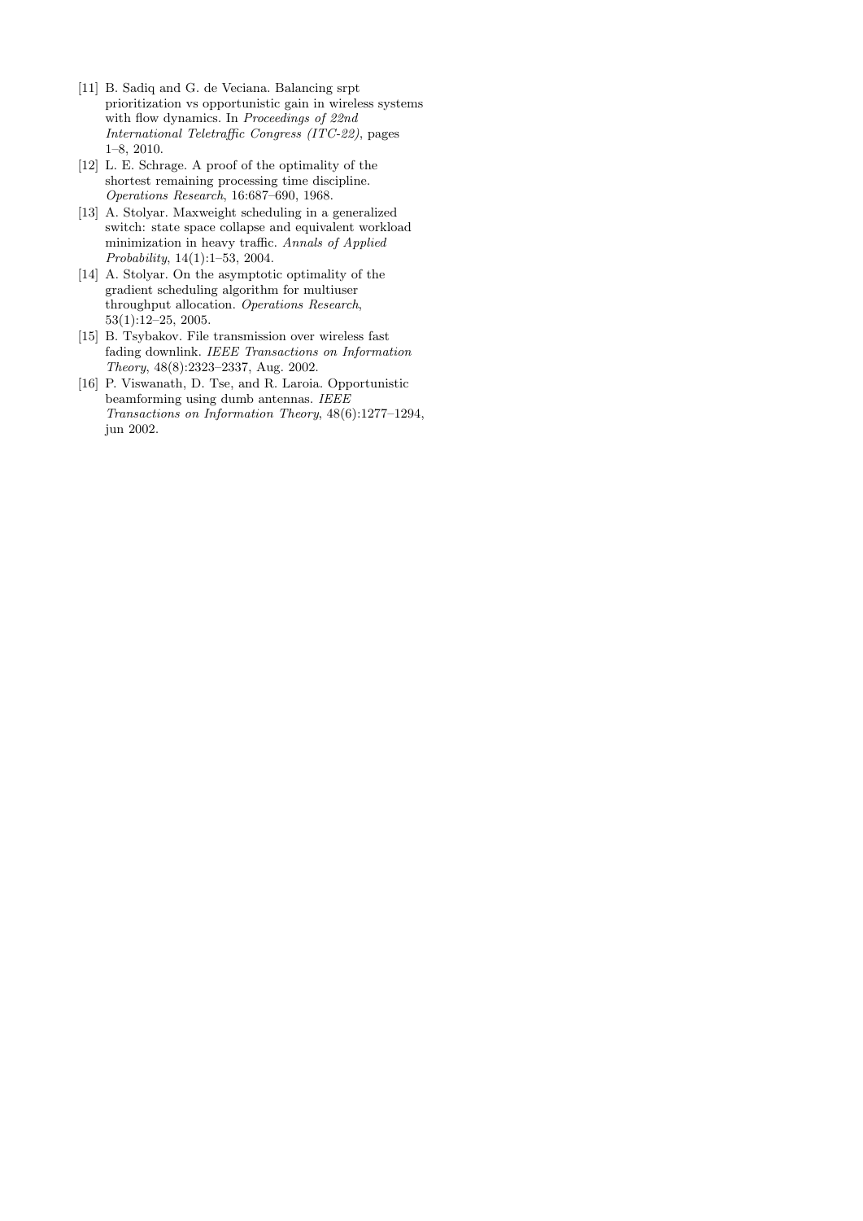- [11] B. Sadiq and G. de Veciana. Balancing srpt prioritization vs opportunistic gain in wireless systems with flow dynamics. In *Proceedings of 22nd International Teletraffic Congress (ITC-22)*, pages 1–8, 2010.
- [12] L. E. Schrage. A proof of the optimality of the shortest remaining processing time discipline. *Operations Research*, 16:687–690, 1968.
- [13] A. Stolyar. Maxweight scheduling in a generalized switch: state space collapse and equivalent workload minimization in heavy traffic. *Annals of Applied Probability*, 14(1):1–53, 2004.
- [14] A. Stolyar. On the asymptotic optimality of the gradient scheduling algorithm for multiuser throughput allocation. *Operations Research*, 53(1):12–25, 2005.
- [15] B. Tsybakov. File transmission over wireless fast fading downlink. *IEEE Transactions on Information Theory*, 48(8):2323–2337, Aug. 2002.
- [16] P. Viswanath, D. Tse, and R. Laroia. Opportunistic beamforming using dumb antennas. *IEEE Transactions on Information Theory*, 48(6):1277–1294, jun 2002.